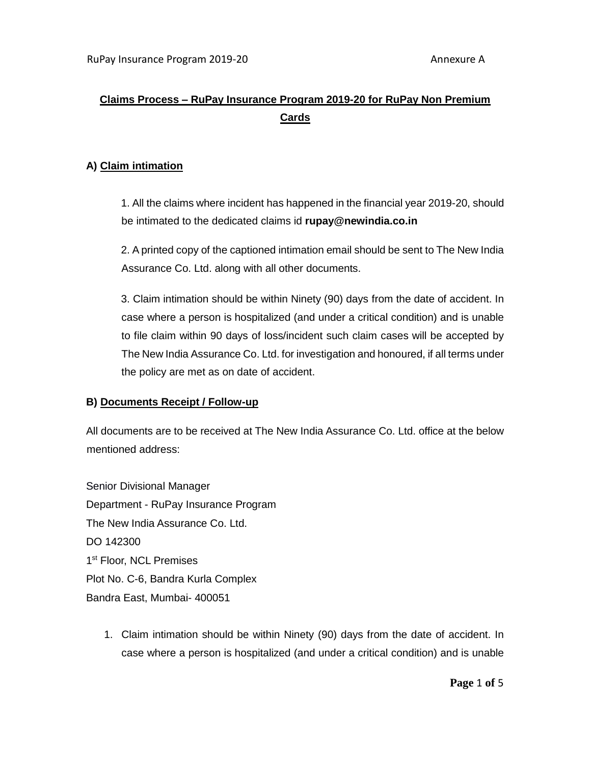# Claims Process – RuPay Insurance Program 2019-20 for RuPay Non Premium Cards

## A) Claim intimation

1. All the claims where incident has happened in the financial year 2019-20, should be intimated to the dedicated claims id **rupay@newindia.co.in**

2. A printed copy of the captioned intimation email should be sent to The New India Assurance Co. Ltd. along with all other documents.

3. Claim intimation should be within Ninety (90) days from the date of accident. In case where a person is hospitalized (and under a critical condition) and is unable to file claim within 90 days of loss/incident such claim cases will be accepted by The New India Assurance Co. Ltd. for investigation and honoured, if all terms under the policy are met as on date of accident.

## B) Documents Receipt / Follow-up

All documents are to be received at The New India Assurance Co. Ltd. office at the below mentioned address:

Senior Divisional Manager
Department - RuPay Insurance Program
The New India Assurance Co. Ltd.
DO 142300
1st Floor, NCL Premises
Plot No. C-6, Bandra Kurla Complex
Bandra East, Mumbai- 400051

1. Claim intimation should be within Ninety (90) days from the date of accident. In case where a person is hospitalized (and under a critical condition) and is unable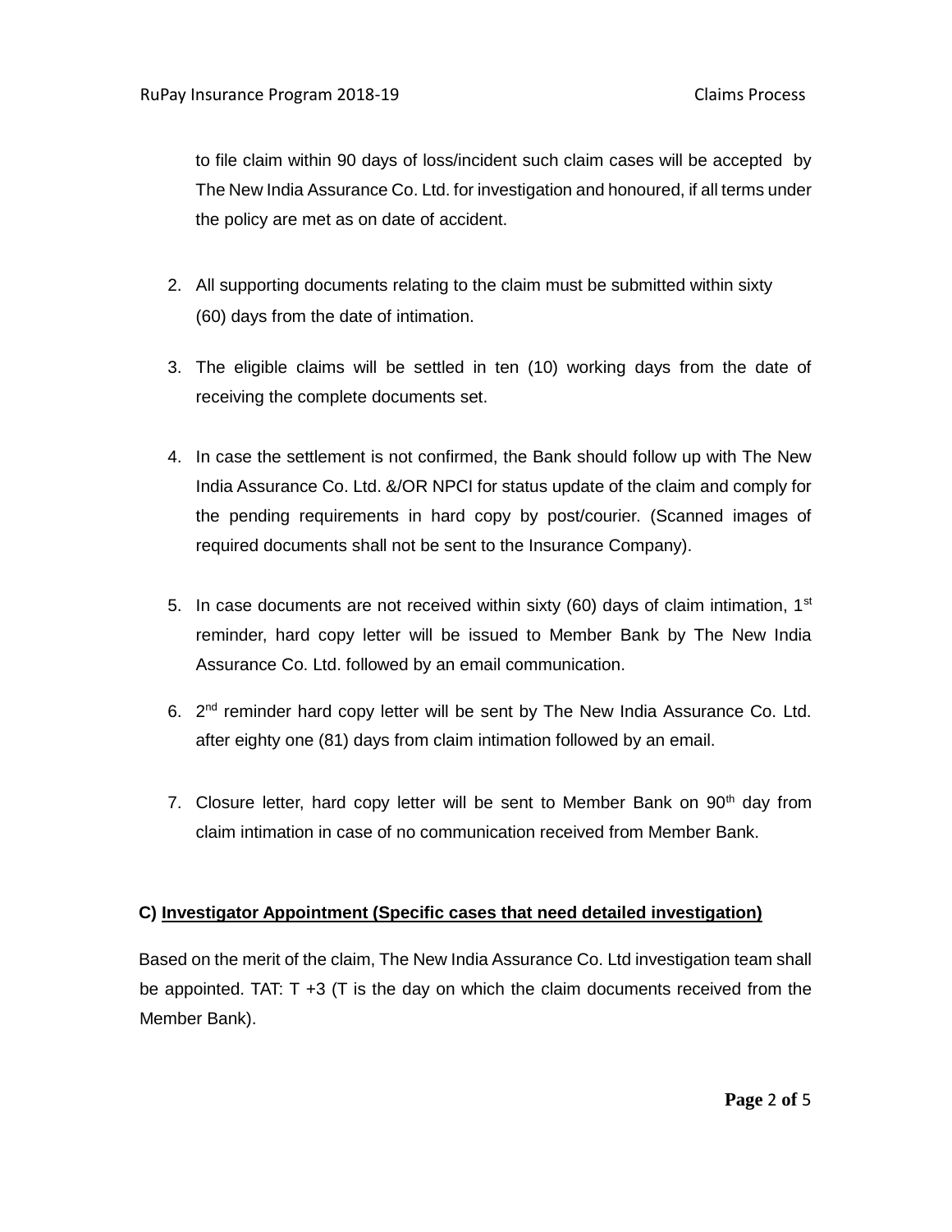to file claim within 90 days of loss/incident such claim cases will be accepted by The New India Assurance Co. Ltd. for investigation and honoured, if all terms under the policy are met as on date of accident.

2. All supporting documents relating to the claim must be submitted within sixty (60) days from the date of intimation.

3. The eligible claims will be settled in ten (10) working days from the date of receiving the complete documents set.

4. In case the settlement is not confirmed, the Bank should follow up with The New India Assurance Co. Ltd. &/OR NPCI for status update of the claim and comply for the pending requirements in hard copy by post/courier. (Scanned images of required documents shall not be sent to the Insurance Company).

5. In case documents are not received within sixty (60) days of claim intimation, 1st reminder, hard copy letter will be issued to Member Bank by The New India Assurance Co. Ltd. followed by an email communication.

6. 2nd reminder hard copy letter will be sent by The New India Assurance Co. Ltd. after eighty one (81) days from claim intimation followed by an email.

7. Closure letter, hard copy letter will be sent to Member Bank on 90th day from claim intimation in case of no communication received from Member Bank.

**C) <u>Investigator Appointment (Specific cases that need detailed investigation)</u>**

Based on the merit of the claim, The New India Assurance Co. Ltd investigation team shall be appointed. TAT: T +3 (T is the day on which the claim documents received from the Member Bank).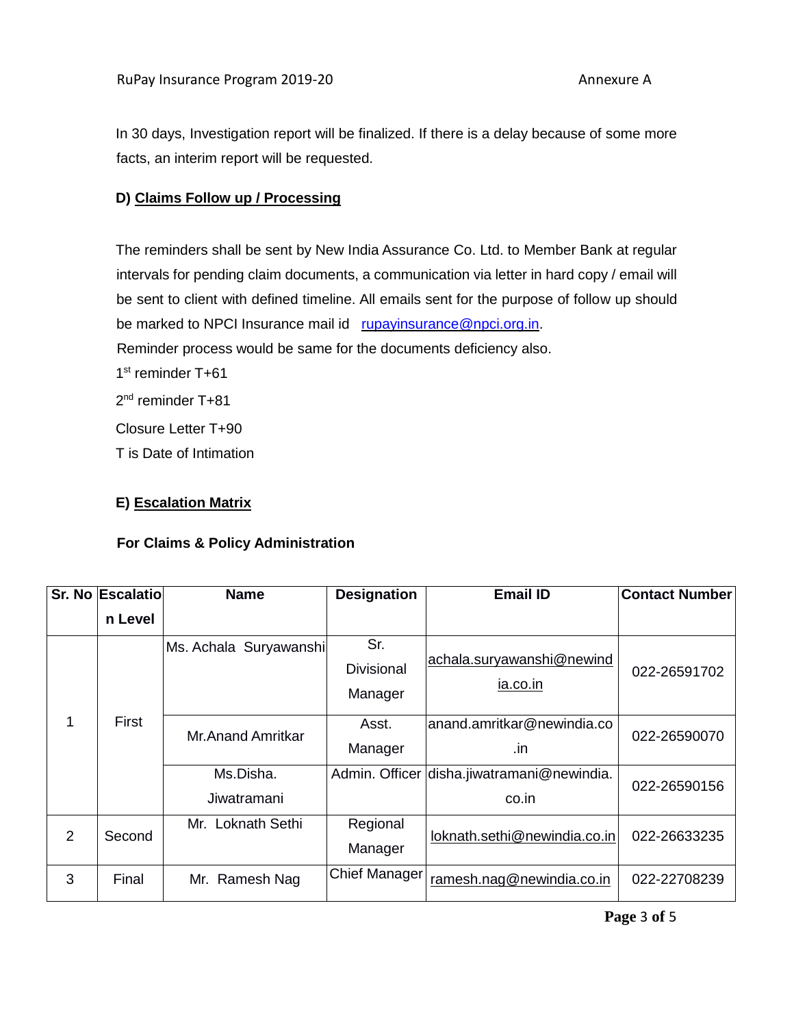In 30 days, Investigation report will be finalized. If there is a delay because of some more facts, an interim report will be requested.

### D) Claims Follow up / Processing

The reminders shall be sent by New India Assurance Co. Ltd. to Member Bank at regular intervals for pending claim documents, a communication via letter in hard copy / email will be sent to client with defined timeline. All emails sent for the purpose of follow up should be marked to NPCI Insurance mail id rupayinsurance@npci.org.in.

Reminder process would be same for the documents deficiency also.

1st reminder T+61

2nd reminder T+81

Closure Letter T+90

T is Date of Intimation

### E) Escalation Matrix

**For Claims & Policy Administration**

| Sr. No | Escalation Level | Name | Designation | Email ID | Contact Number |
|---|---|---|---|---|---|
| 1 | First | Ms. Achala Suryawanshi | Sr. Divisional Manager | achala.suryawanshi@newindia.co.in | 022-26591702 |
| | | Mr.Anand Amritkar | Asst. Manager | anand.amritkar@newindia.co.in | 022-26590070 |
| | | Ms.Disha. Jiwatramani | Admin. Officer | disha.jiwatramani@newindia.co.in | 022-26590156 |
| 2 | Second | Mr. Loknath Sethi | Regional Manager | loknath.sethi@newindia.co.in | 022-26633235 |
| 3 | Final | Mr. Ramesh Nag | Chief Manager | ramesh.nag@newindia.co.in | 022-22708239 |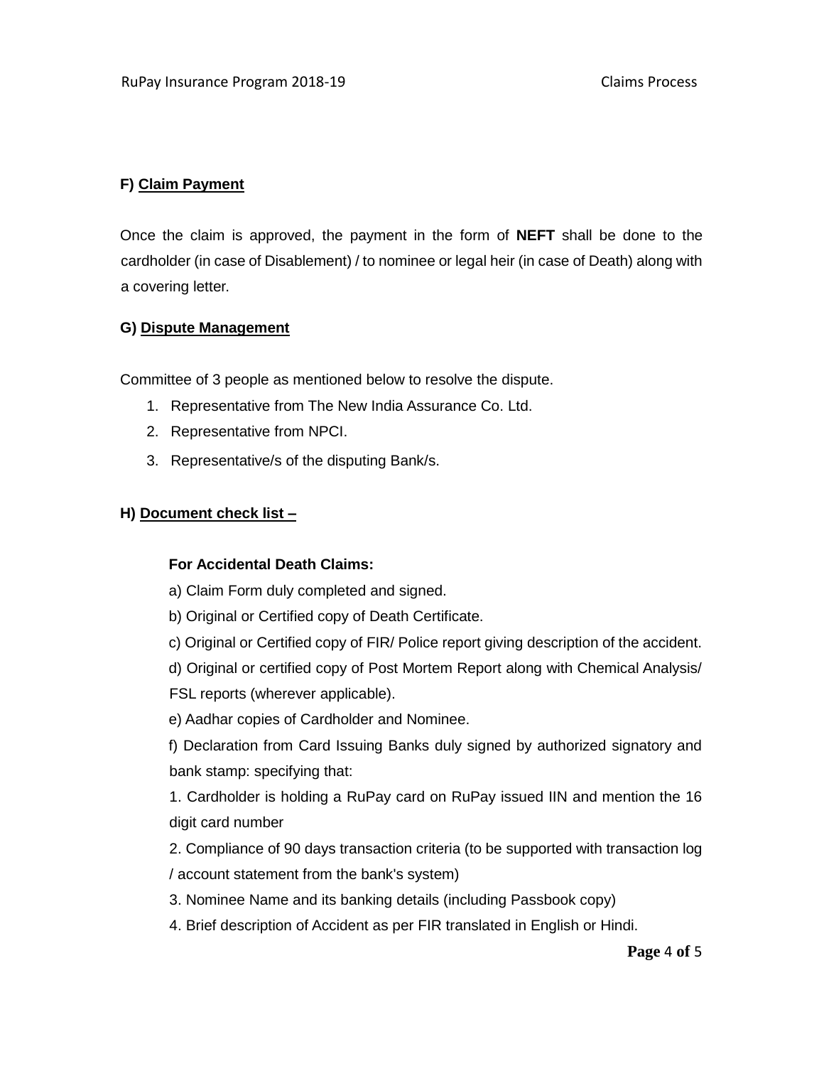### F) Claim Payment

Once the claim is approved, the payment in the form of **NEFT** shall be done to the cardholder (in case of Disablement) / to nominee or legal heir (in case of Death) along with a covering letter.

### G) Dispute Management

Committee of 3 people as mentioned below to resolve the dispute.

1. Representative from The New India Assurance Co. Ltd.
2. Representative from NPCI.
3. Representative/s of the disputing Bank/s.

### H) Document check list –

**For Accidental Death Claims:**

a) Claim Form duly completed and signed.

b) Original or Certified copy of Death Certificate.

c) Original or Certified copy of FIR/ Police report giving description of the accident.

d) Original or certified copy of Post Mortem Report along with Chemical Analysis/ FSL reports (wherever applicable).

e) Aadhar copies of Cardholder and Nominee.

f) Declaration from Card Issuing Banks duly signed by authorized signatory and bank stamp: specifying that:

1. Cardholder is holding a RuPay card on RuPay issued IIN and mention the 16 digit card number
2. Compliance of 90 days transaction criteria (to be supported with transaction log / account statement from the bank's system)
3. Nominee Name and its banking details (including Passbook copy)
4. Brief description of Accident as per FIR translated in English or Hindi.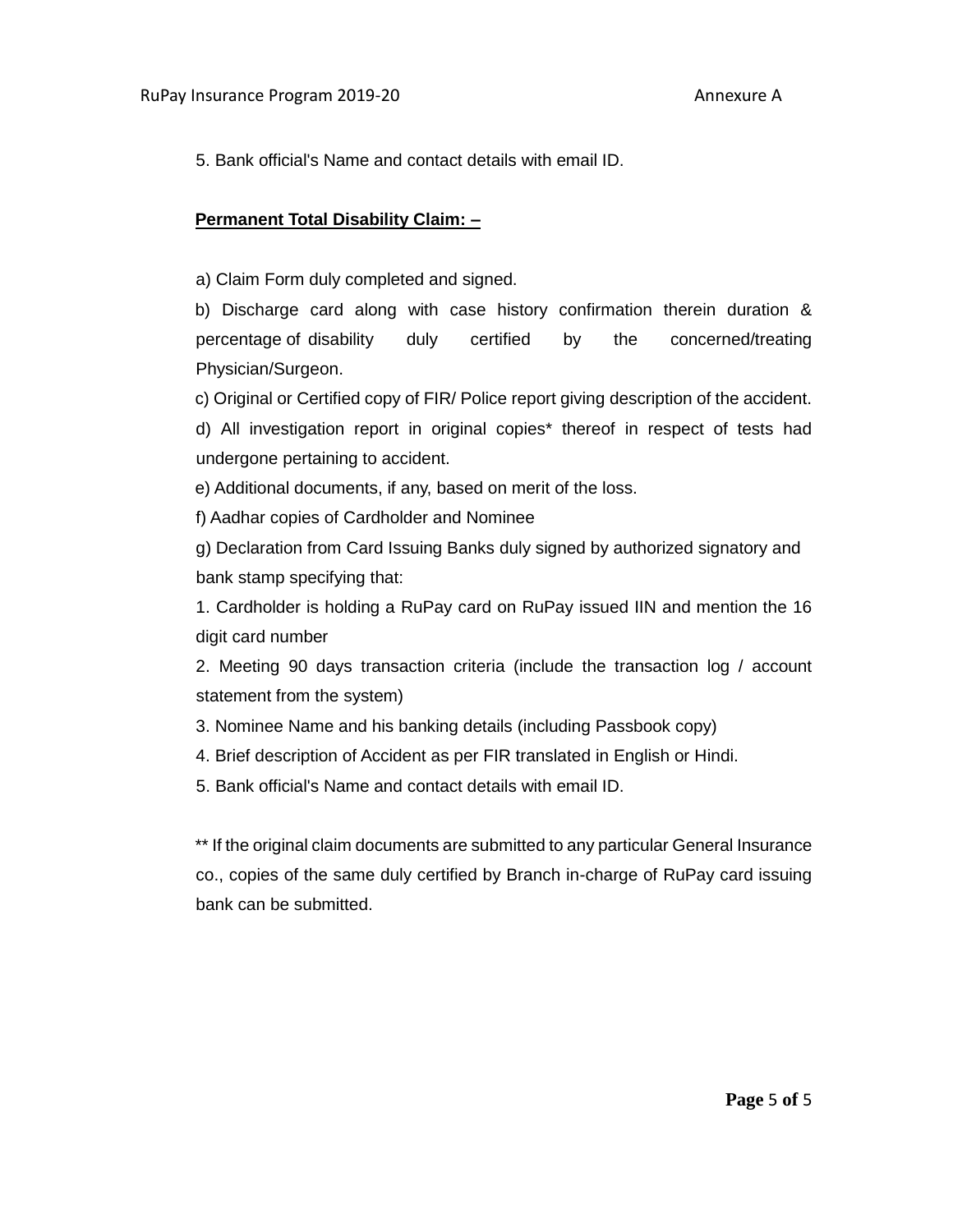5. Bank official's Name and contact details with email ID.

**Permanent Total Disability Claim: –**

a) Claim Form duly completed and signed.

b) Discharge card along with case history confirmation therein duration & percentage of disability duly certified by the concerned/treating Physician/Surgeon.

c) Original or Certified copy of FIR/ Police report giving description of the accident.

d) All investigation report in original copies* thereof in respect of tests had undergone pertaining to accident.

e) Additional documents, if any, based on merit of the loss.

f) Aadhar copies of Cardholder and Nominee

g) Declaration from Card Issuing Banks duly signed by authorized signatory and bank stamp specifying that:

1. Cardholder is holding a RuPay card on RuPay issued IIN and mention the 16 digit card number
2. Meeting 90 days transaction criteria (include the transaction log / account statement from the system)
3. Nominee Name and his banking details (including Passbook copy)
4. Brief description of Accident as per FIR translated in English or Hindi.
5. Bank official's Name and contact details with email ID.

** If the original claim documents are submitted to any particular General Insurance co., copies of the same duly certified by Branch in-charge of RuPay card issuing bank can be submitted.